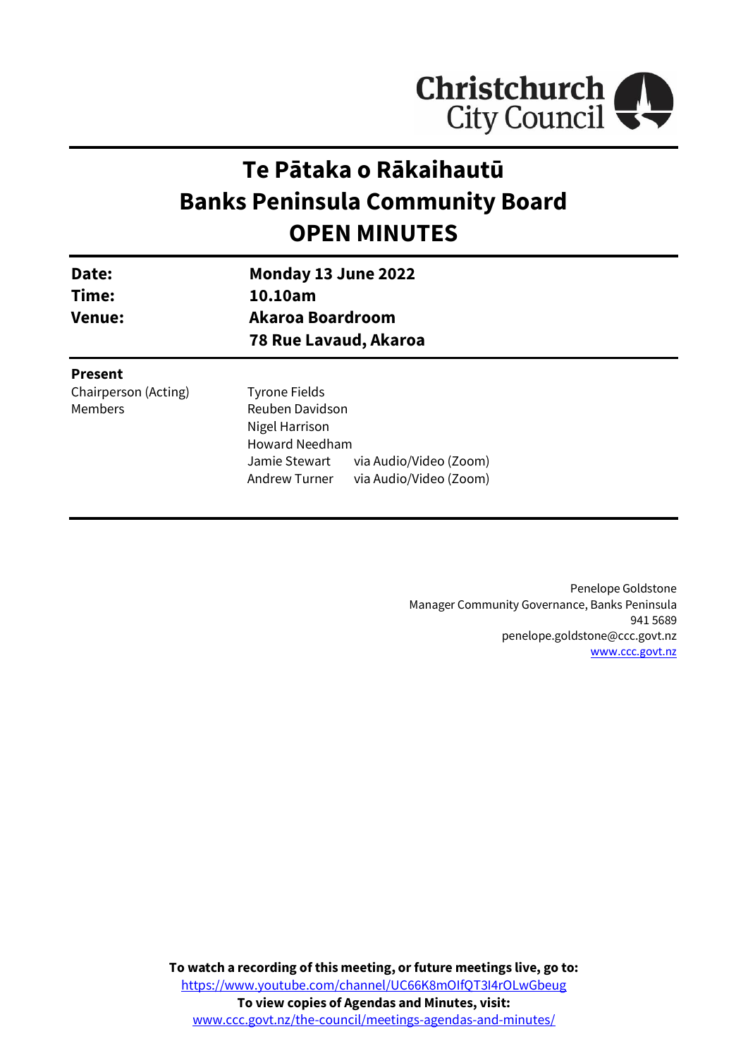Christchurch City Council

# Te Pātaka o Rākaihautū
# Banks Peninsula Community Board
# OPEN MINUTES

| | |
|---|---|
| **Date:** | **Monday 13 June 2022** |
| **Time:** | **10.10am** |
| **Venue:** | **Akaroa Boardroom** |
| | **78 Rue Lavaud, Akaroa** |

**Present**

| | | |
|---|---|---|
| Chairperson (Acting) | Tyrone Fields | |
| Members | Reuben Davidson | |
| | Nigel Harrison | |
| | Howard Needham | |
| | Jamie Stewart | via Audio/Video (Zoom) |
| | Andrew Turner | via Audio/Video (Zoom) |

Penelope Goldstone
Manager Community Governance, Banks Peninsula
941 5689
penelope.goldstone@ccc.govt.nz
www.ccc.govt.nz

**To watch a recording of this meeting, or future meetings live, go to:**
https://www.youtube.com/channel/UC66K8mOIfQT3I4rOLwGbeug
**To view copies of Agendas and Minutes, visit:**
www.ccc.govt.nz/the-council/meetings-agendas-and-minutes/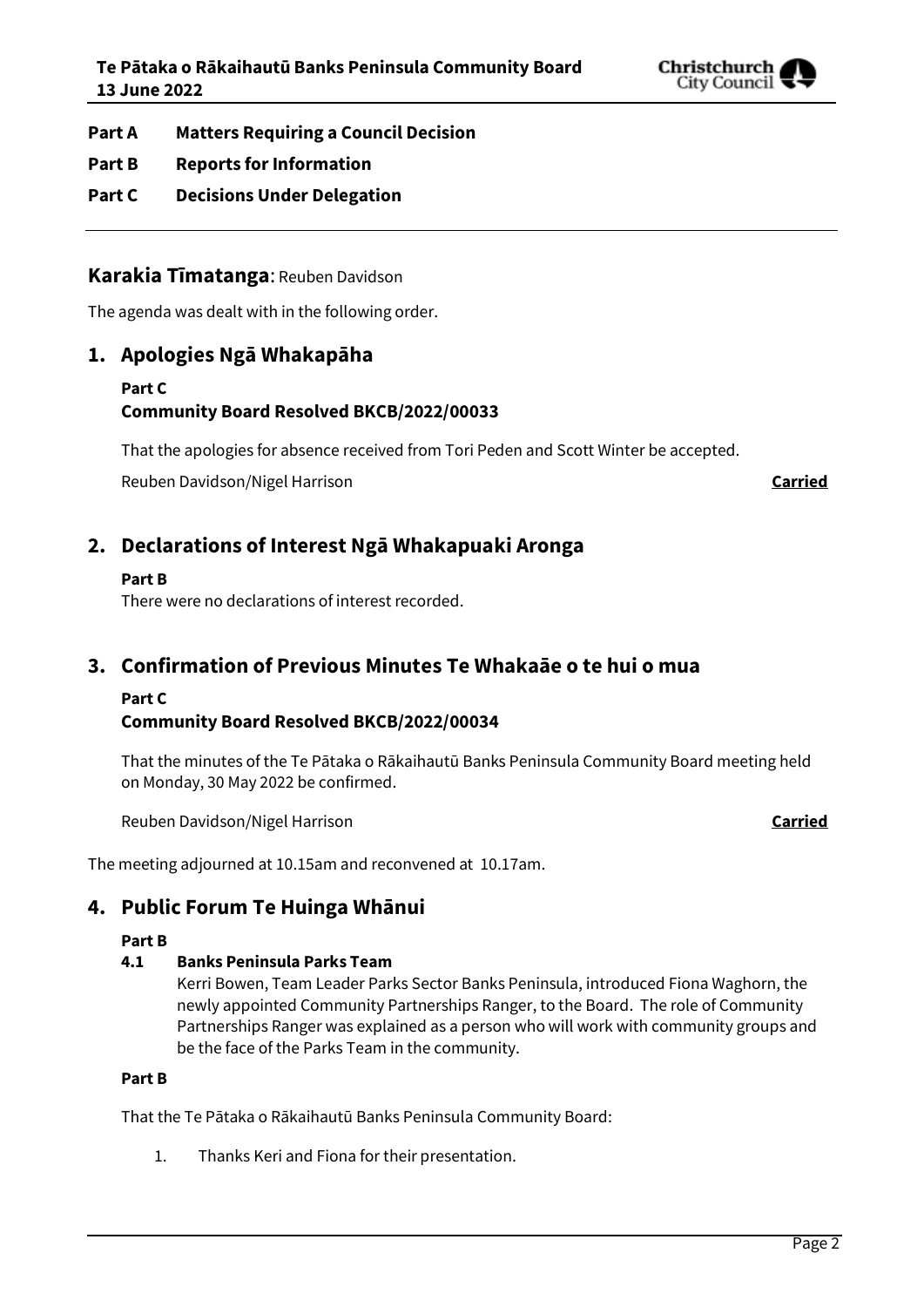**Part A Matters Requiring a Council Decision**

**Part B Reports for Information**

**Part C Decisions Under Delegation**

---

## **Karakia Tīmatanga**: Reuben Davidson

The agenda was dealt with in the following order.

## 1. Apologies Ngā Whakapāha

**Part C**
**Community Board Resolved BKCB/2022/00033**

That the apologies for absence received from Tori Peden and Scott Winter be accepted.

Reuben Davidson/Nigel Harrison **Carried**

## 2. Declarations of Interest Ngā Whakapuaki Aronga

**Part B**
There were no declarations of interest recorded.

## 3. Confirmation of Previous Minutes Te Whakaāe o te hui o mua

**Part C**
**Community Board Resolved BKCB/2022/00034**

That the minutes of the Te Pātaka o Rākaihautū Banks Peninsula Community Board meeting held on Monday, 30 May 2022 be confirmed.

Reuben Davidson/Nigel Harrison **Carried**

The meeting adjourned at 10.15am and reconvened at 10.17am.

## 4. Public Forum Te Huinga Whānui

**Part B**

**4.1 Banks Peninsula Parks Team**

Kerri Bowen, Team Leader Parks Sector Banks Peninsula, introduced Fiona Waghorn, the newly appointed Community Partnerships Ranger, to the Board. The role of Community Partnerships Ranger was explained as a person who will work with community groups and be the face of the Parks Team in the community.

**Part B**

That the Te Pātaka o Rākaihautū Banks Peninsula Community Board:

1. Thanks Keri and Fiona for their presentation.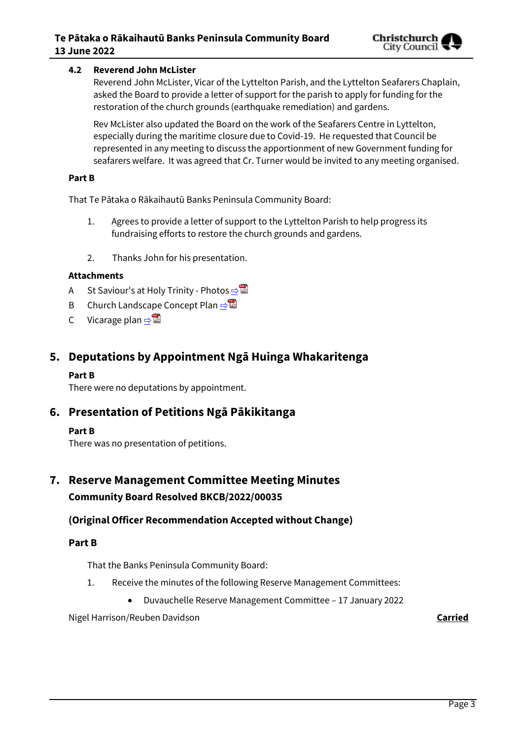### 4.2 Reverend John McLister

Reverend John McLister, Vicar of the Lyttelton Parish, and the Lyttelton Seafarers Chaplain, asked the Board to provide a letter of support for the parish to apply for funding for the restoration of the church grounds (earthquake remediation) and gardens.

Rev McLister also updated the Board on the work of the Seafarers Centre in Lyttelton, especially during the maritime closure due to Covid-19. He requested that Council be represented in any meeting to discuss the apportionment of new Government funding for seafarers welfare. It was agreed that Cr. Turner would be invited to any meeting organised.

**Part B**

That Te Pātaka o Rākaihautū Banks Peninsula Community Board:

1. Agrees to provide a letter of support to the Lyttelton Parish to help progress its fundraising efforts to restore the church grounds and gardens.
2. Thanks John for his presentation.

**Attachments**

A St Saviour's at Holy Trinity - Photos ⇨

B Church Landscape Concept Plan ⇨

C Vicarage plan ⇨

## 5. Deputations by Appointment Ngā Huinga Whakaritenga

**Part B**

There were no deputations by appointment.

## 6. Presentation of Petitions Ngā Pākikitanga

**Part B**

There was no presentation of petitions.

## 7. Reserve Management Committee Meeting Minutes

### Community Board Resolved BKCB/2022/00035

### (Original Officer Recommendation Accepted without Change)

**Part B**

That the Banks Peninsula Community Board:

1. Receive the minutes of the following Reserve Management Committees:
   - Duvauchelle Reserve Management Committee – 17 January 2022

Nigel Harrison/Reuben Davidson **Carried**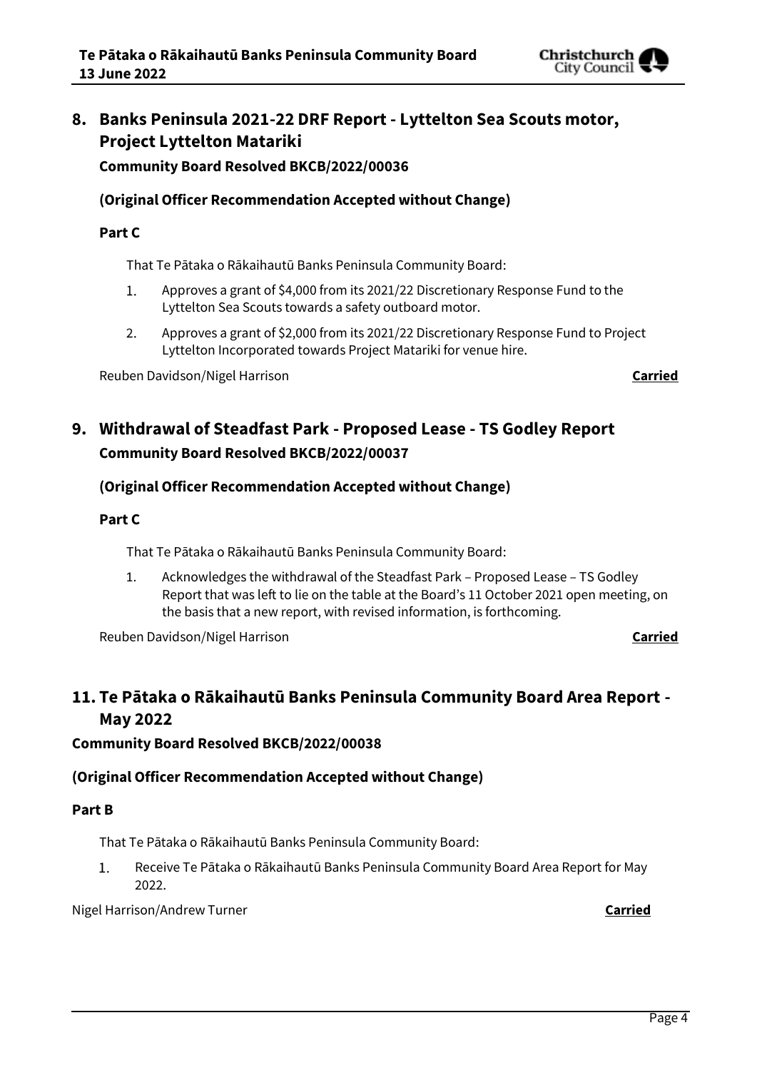## 8. Banks Peninsula 2021-22 DRF Report - Lyttelton Sea Scouts motor, Project Lyttelton Matariki

**Community Board Resolved BKCB/2022/00036**

**(Original Officer Recommendation Accepted without Change)**

**Part C**

That Te Pātaka o Rākaihautū Banks Peninsula Community Board:

1. Approves a grant of $4,000 from its 2021/22 Discretionary Response Fund to the Lyttelton Sea Scouts towards a safety outboard motor.
2. Approves a grant of $2,000 from its 2021/22 Discretionary Response Fund to Project Lyttelton Incorporated towards Project Matariki for venue hire.

Reuben Davidson/Nigel Harrison **Carried**

## 9. Withdrawal of Steadfast Park - Proposed Lease - TS Godley Report

**Community Board Resolved BKCB/2022/00037**

**(Original Officer Recommendation Accepted without Change)**

**Part C**

That Te Pātaka o Rākaihautū Banks Peninsula Community Board:

1. Acknowledges the withdrawal of the Steadfast Park – Proposed Lease – TS Godley Report that was left to lie on the table at the Board's 11 October 2021 open meeting, on the basis that a new report, with revised information, is forthcoming.

Reuben Davidson/Nigel Harrison **Carried**

## 11. Te Pātaka o Rākaihautū Banks Peninsula Community Board Area Report - May 2022

**Community Board Resolved BKCB/2022/00038**

**(Original Officer Recommendation Accepted without Change)**

**Part B**

That Te Pātaka o Rākaihautū Banks Peninsula Community Board:

1. Receive Te Pātaka o Rākaihautū Banks Peninsula Community Board Area Report for May 2022.

Nigel Harrison/Andrew Turner **Carried**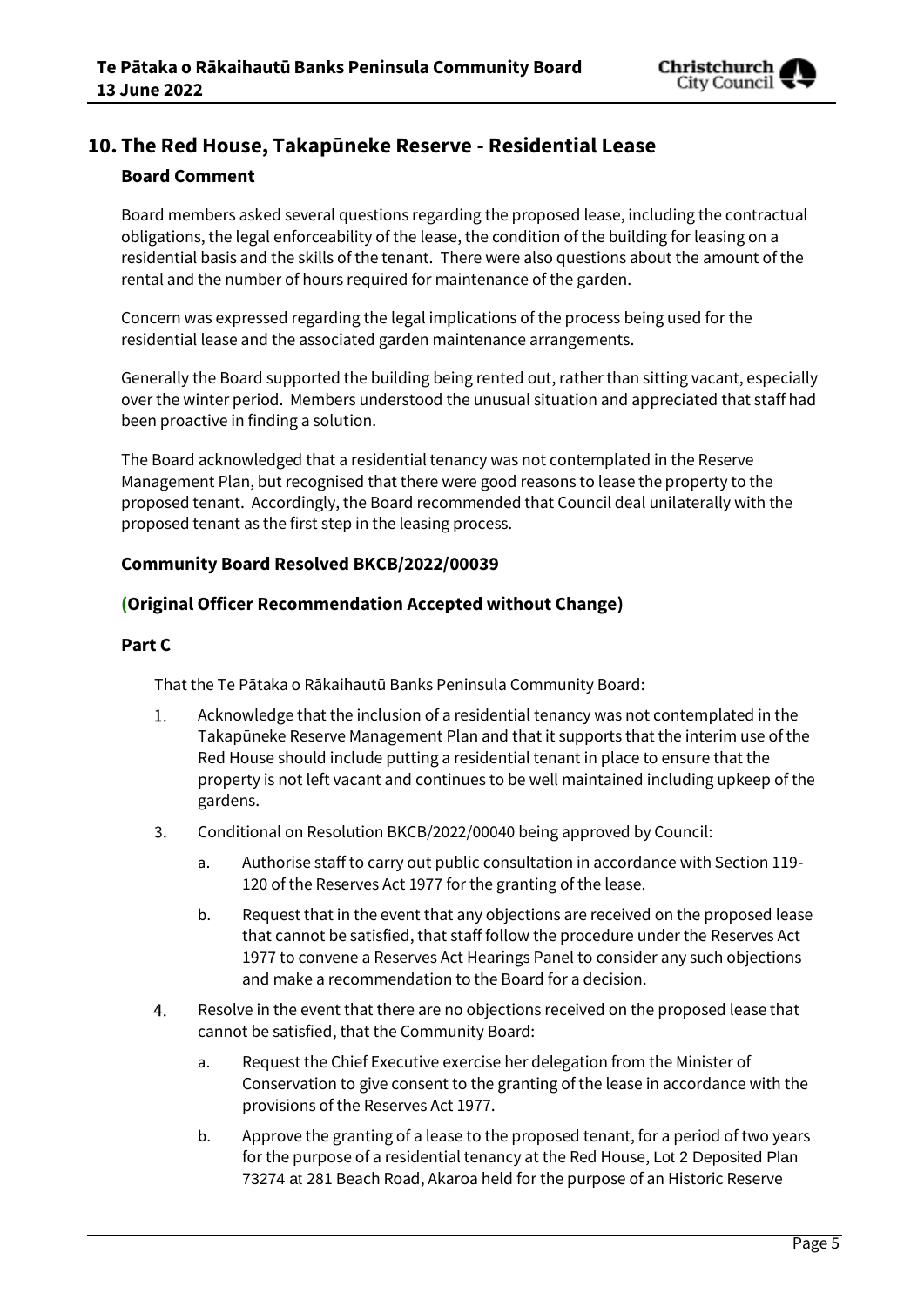## 10. The Red House, Takapūneke Reserve - Residential Lease

### Board Comment

Board members asked several questions regarding the proposed lease, including the contractual obligations, the legal enforceability of the lease, the condition of the building for leasing on a residential basis and the skills of the tenant. There were also questions about the amount of the rental and the number of hours required for maintenance of the garden.

Concern was expressed regarding the legal implications of the process being used for the residential lease and the associated garden maintenance arrangements.

Generally the Board supported the building being rented out, rather than sitting vacant, especially over the winter period. Members understood the unusual situation and appreciated that staff had been proactive in finding a solution.

The Board acknowledged that a residential tenancy was not contemplated in the Reserve Management Plan, but recognised that there were good reasons to lease the property to the proposed tenant. Accordingly, the Board recommended that Council deal unilaterally with the proposed tenant as the first step in the leasing process.

### Community Board Resolved BKCB/2022/00039

### (Original Officer Recommendation Accepted without Change)

### Part C

That the Te Pātaka o Rākaihautū Banks Peninsula Community Board:

1. Acknowledge that the inclusion of a residential tenancy was not contemplated in the Takapūneke Reserve Management Plan and that it supports that the interim use of the Red House should include putting a residential tenant in place to ensure that the property is not left vacant and continues to be well maintained including upkeep of the gardens.

3. Conditional on Resolution BKCB/2022/00040 being approved by Council:
   a. Authorise staff to carry out public consultation in accordance with Section 119-120 of the Reserves Act 1977 for the granting of the lease.
   b. Request that in the event that any objections are received on the proposed lease that cannot be satisfied, that staff follow the procedure under the Reserves Act 1977 to convene a Reserves Act Hearings Panel to consider any such objections and make a recommendation to the Board for a decision.

4. Resolve in the event that there are no objections received on the proposed lease that cannot be satisfied, that the Community Board:
   a. Request the Chief Executive exercise her delegation from the Minister of Conservation to give consent to the granting of the lease in accordance with the provisions of the Reserves Act 1977.
   b. Approve the granting of a lease to the proposed tenant, for a period of two years for the purpose of a residential tenancy at the Red House, Lot 2 Deposited Plan 73274 at 281 Beach Road, Akaroa held for the purpose of an Historic Reserve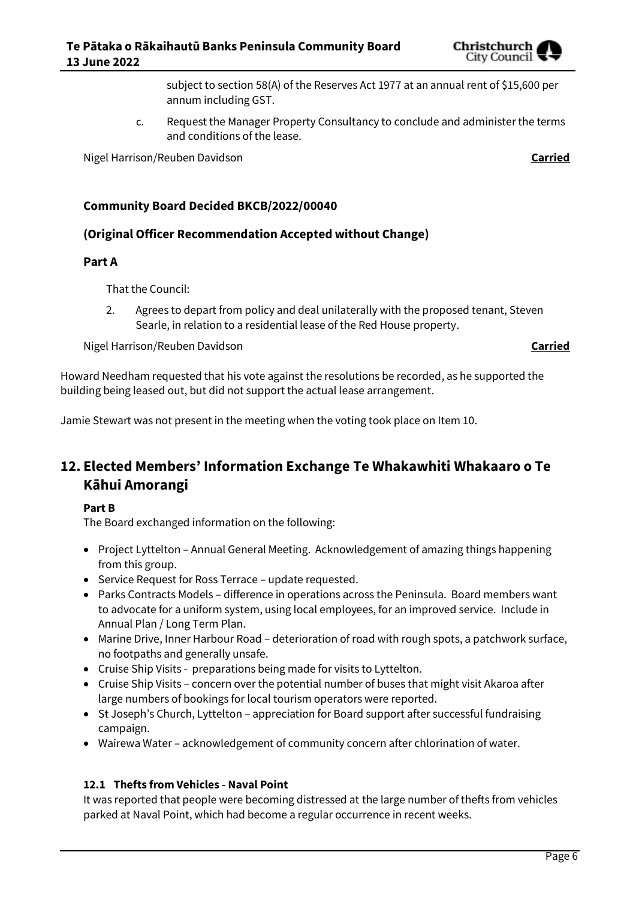subject to section 58(A) of the Reserves Act 1977 at an annual rent of $15,600 per annum including GST.

c. Request the Manager Property Consultancy to conclude and administer the terms and conditions of the lease.

Nigel Harrison/Reuben Davidson **Carried**

### Community Board Decided BKCB/2022/00040

### (Original Officer Recommendation Accepted without Change)

### Part A

That the Council:

2. Agrees to depart from policy and deal unilaterally with the proposed tenant, Steven Searle, in relation to a residential lease of the Red House property.

Nigel Harrison/Reuben Davidson **Carried**

Howard Needham requested that his vote against the resolutions be recorded, as he supported the building being leased out, but did not support the actual lease arrangement.

Jamie Stewart was not present in the meeting when the voting took place on Item 10.

## 12. Elected Members' Information Exchange Te Whakawhiti Whakaaro o Te Kāhui Amorangi

**Part B**

The Board exchanged information on the following:

- Project Lyttelton – Annual General Meeting. Acknowledgement of amazing things happening from this group.
- Service Request for Ross Terrace – update requested.
- Parks Contracts Models – difference in operations across the Peninsula. Board members want to advocate for a uniform system, using local employees, for an improved service. Include in Annual Plan / Long Term Plan.
- Marine Drive, Inner Harbour Road – deterioration of road with rough spots, a patchwork surface, no footpaths and generally unsafe.
- Cruise Ship Visits - preparations being made for visits to Lyttelton.
- Cruise Ship Visits – concern over the potential number of buses that might visit Akaroa after large numbers of bookings for local tourism operators were reported.
- St Joseph's Church, Lyttelton – appreciation for Board support after successful fundraising campaign.
- Wairewa Water – acknowledgement of community concern after chlorination of water.

### 12.1 Thefts from Vehicles - Naval Point

It was reported that people were becoming distressed at the large number of thefts from vehicles parked at Naval Point, which had become a regular occurrence in recent weeks.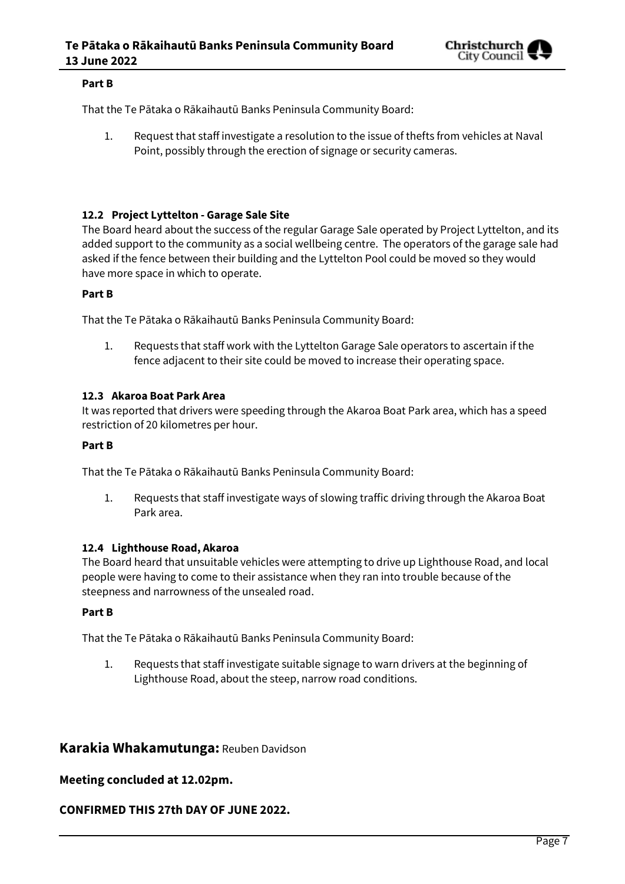**Part B**

That the Te Pātaka o Rākaihautū Banks Peninsula Community Board:

1. Request that staff investigate a resolution to the issue of thefts from vehicles at Naval Point, possibly through the erection of signage or security cameras.

### 12.2 Project Lyttelton - Garage Sale Site

The Board heard about the success of the regular Garage Sale operated by Project Lyttelton, and its added support to the community as a social wellbeing centre. The operators of the garage sale had asked if the fence between their building and the Lyttelton Pool could be moved so they would have more space in which to operate.

**Part B**

That the Te Pātaka o Rākaihautū Banks Peninsula Community Board:

1. Requests that staff work with the Lyttelton Garage Sale operators to ascertain if the fence adjacent to their site could be moved to increase their operating space.

### 12.3 Akaroa Boat Park Area

It was reported that drivers were speeding through the Akaroa Boat Park area, which has a speed restriction of 20 kilometres per hour.

**Part B**

That the Te Pātaka o Rākaihautū Banks Peninsula Community Board:

1. Requests that staff investigate ways of slowing traffic driving through the Akaroa Boat Park area.

### 12.4 Lighthouse Road, Akaroa

The Board heard that unsuitable vehicles were attempting to drive up Lighthouse Road, and local people were having to come to their assistance when they ran into trouble because of the steepness and narrowness of the unsealed road.

**Part B**

That the Te Pātaka o Rākaihautū Banks Peninsula Community Board:

1. Requests that staff investigate suitable signage to warn drivers at the beginning of Lighthouse Road, about the steep, narrow road conditions.

## Karakia Whakamutunga: Reuben Davidson

**Meeting concluded at 12.02pm.**

**CONFIRMED THIS 27th DAY OF JUNE 2022.**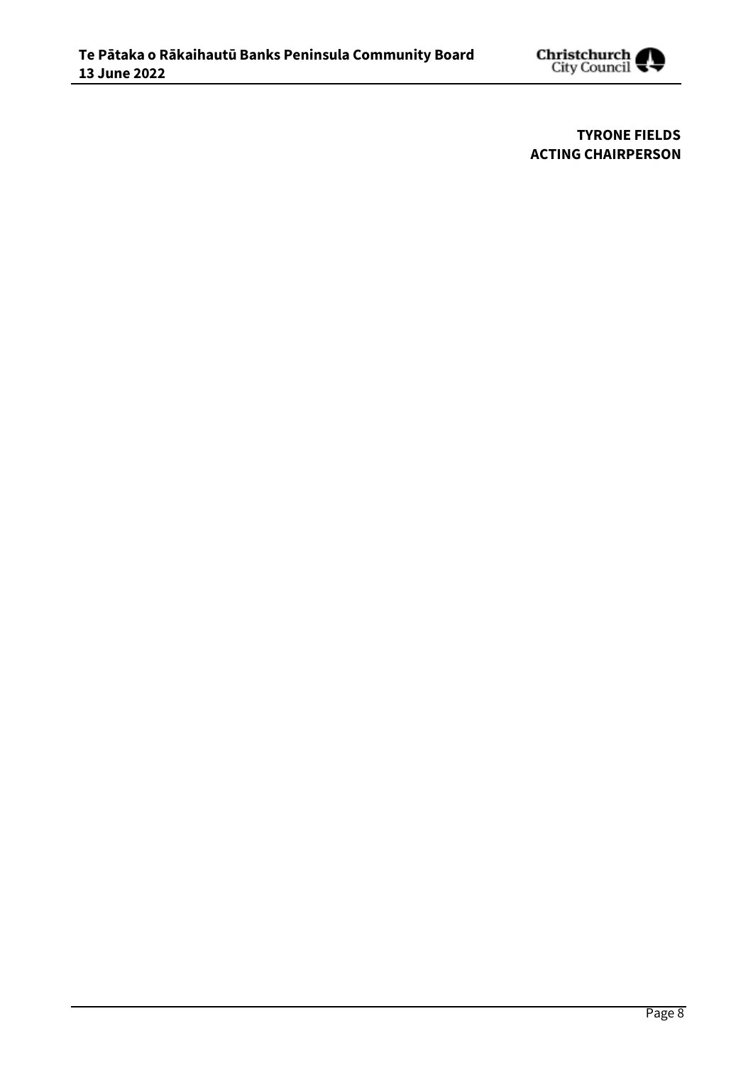**TYRONE FIELDS**
**ACTING CHAIRPERSON**